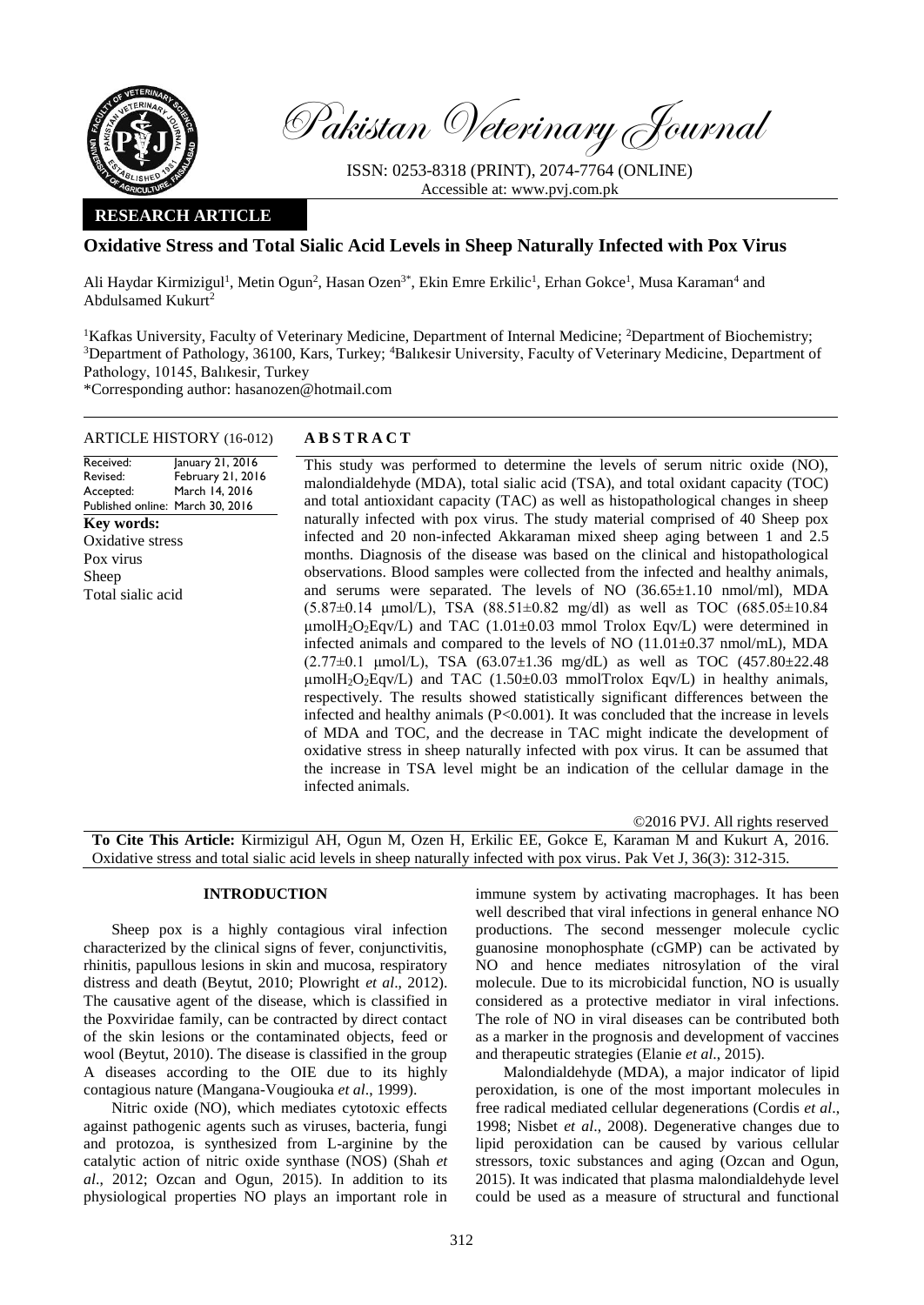Pakistan Veterinary Journal

ISSN: 0253-8318 (PRINT), 2074-7764 (ONLINE)
Accessible at: www.pvj.com.pk

**RESEARCH ARTICLE**

# Oxidative Stress and Total Sialic Acid Levels in Sheep Naturally Infected with Pox Virus

Ali Haydar Kirmizigul[1], Metin Ogun[2], Hasan Ozen[3*], Ekin Emre Erkilic[1], Erhan Gokce[1], Musa Karaman[4] and Abdulsamed Kukurt[2]

[1]Kafkas University, Faculty of Veterinary Medicine, Department of Internal Medicine; [2]Department of Biochemistry; [3]Department of Pathology, 36100, Kars, Turkey; [4]Balıkesir University, Faculty of Veterinary Medicine, Department of Pathology, 10145, Balıkesir, Turkey

*Corresponding author: hasanozen@hotmail.com

**ARTICLE HISTORY (16-012)**

Received: January 21, 2016
Revised: February 21, 2016
Accepted: March 14, 2016
Published online: March 30, 2016

**Key words:**
Oxidative stress
Pox virus
Sheep
Total sialic acid

## ABSTRACT

This study was performed to determine the levels of serum nitric oxide (NO), malondialdehyde (MDA), total sialic acid (TSA), and total oxidant capacity (TOC) and total antioxidant capacity (TAC) as well as histopathological changes in sheep naturally infected with pox virus. The study material comprised of 40 Sheep pox infected and 20 non-infected Akkaraman mixed sheep aging between 1 and 2.5 months. Diagnosis of the disease was based on the clinical and histopathological observations. Blood samples were collected from the infected and healthy animals, and serums were separated. The levels of NO (36.65±1.10 nmol/ml), MDA (5.87±0.14 μmol/L), TSA (88.51±0.82 mg/dl) as well as TOC (685.05±10.84 μmol$H_2O_2$Eqv/L) and TAC (1.01±0.03 mmol Trolox Eqv/L) were determined in infected animals and compared to the levels of NO (11.01±0.37 nmol/mL), MDA (2.77±0.1 μmol/L), TSA (63.07±1.36 mg/dL) as well as TOC (457.80±22.48 μmol$H_2O_2$Eqv/L) and TAC (1.50±0.03 mmolTrolox Eqv/L) in healthy animals, respectively. The results showed statistically significant differences between the infected and healthy animals ($P<0.001$). It was concluded that the increase in levels of MDA and TOC, and the decrease in TAC might indicate the development of oxidative stress in sheep naturally infected with pox virus. It can be assumed that the increase in TSA level might be an indication of the cellular damage in the infected animals.

©2016 PVJ. All rights reserved

**To Cite This Article:** Kirmizigul AH, Ogun M, Ozen H, Erkilic EE, Gokce E, Karaman M and Kukurt A, 2016. Oxidative stress and total sialic acid levels in sheep naturally infected with pox virus. Pak Vet J, 36(3): 312-315.

## INTRODUCTION

Sheep pox is a highly contagious viral infection characterized by the clinical signs of fever, conjunctivitis, rhinitis, papullous lesions in skin and mucosa, respiratory distress and death (Beytut, 2010; Plowright *et al*., 2012). The causative agent of the disease, which is classified in the Poxviridae family, can be contracted by direct contact of the skin lesions or the contaminated objects, feed or wool (Beytut, 2010). The disease is classified in the group A diseases according to the OIE due to its highly contagious nature (Mangana-Vougiouka *et al*., 1999).

Nitric oxide (NO), which mediates cytotoxic effects against pathogenic agents such as viruses, bacteria, fungi and protozoa, is synthesized from L-arginine by the catalytic action of nitric oxide synthase (NOS) (Shah *et al*., 2012; Ozcan and Ogun, 2015). In addition to its physiological properties NO plays an important role in immune system by activating macrophages. It has been well described that viral infections in general enhance NO productions. The second messenger molecule cyclic guanosine monophosphate (cGMP) can be activated by NO and hence mediates nitrosylation of the viral molecule. Due to its microbicidal function, NO is usually considered as a protective mediator in viral infections. The role of NO in viral diseases can be contributed both as a marker in the prognosis and development of vaccines and therapeutic strategies (Elanie *et al*., 2015).

Malondialdehyde (MDA), a major indicator of lipid peroxidation, is one of the most important molecules in free radical mediated cellular degenerations (Cordis *et al*., 1998; Nisbet *et al*., 2008). Degenerative changes due to lipid peroxidation can be caused by various cellular stressors, toxic substances and aging (Ozcan and Ogun, 2015). It was indicated that plasma malondialdehyde level could be used as a measure of structural and functional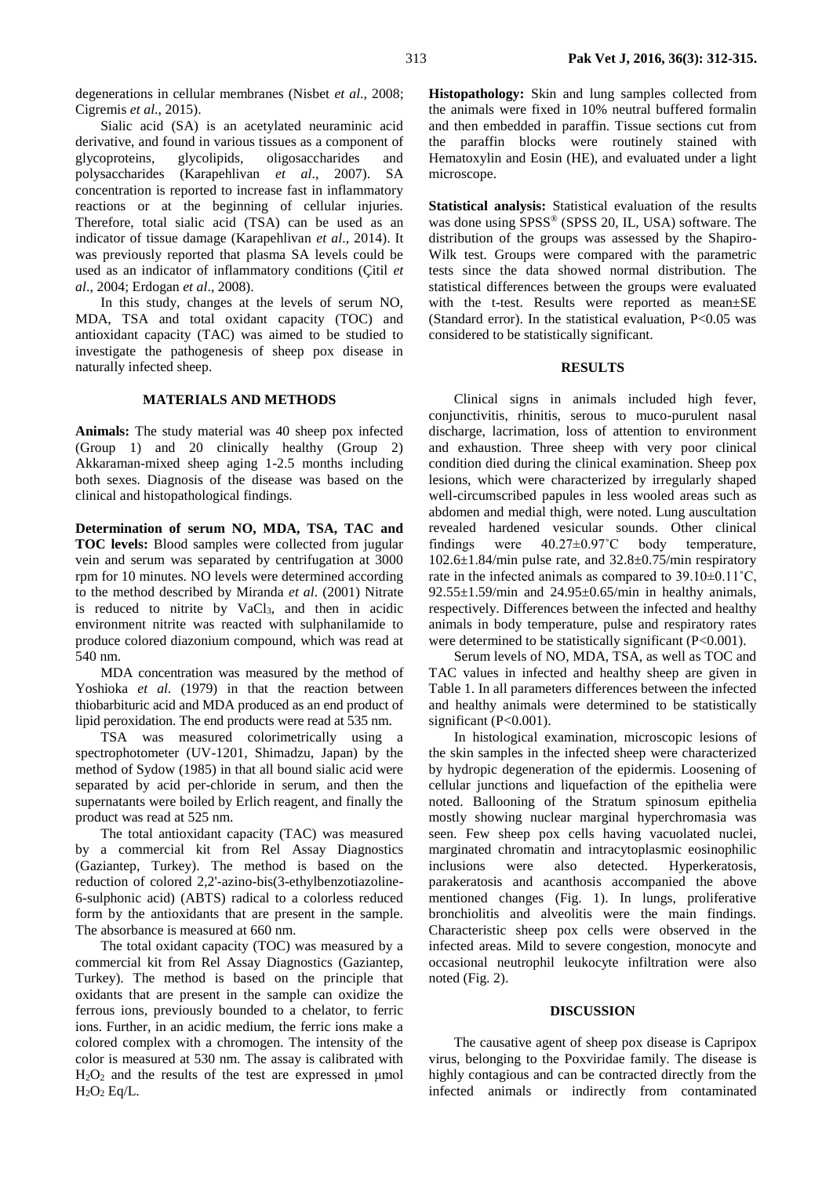degenerations in cellular membranes (Nisbet *et al*., 2008; Cigremis *et al*., 2015).

Sialic acid (SA) is an acetylated neuraminic acid derivative, and found in various tissues as a component of glycoproteins, glycolipids, oligosaccharides and polysaccharides (Karapehlivan *et al*., 2007). SA concentration is reported to increase fast in inflammatory reactions or at the beginning of cellular injuries. Therefore, total sialic acid (TSA) can be used as an indicator of tissue damage (Karapehlivan *et al*., 2014). It was previously reported that plasma SA levels could be used as an indicator of inflammatory conditions (Çitil *et al*., 2004; Erdogan *et al*., 2008).

In this study, changes at the levels of serum NO, MDA, TSA and total oxidant capacity (TOC) and antioxidant capacity (TAC) was aimed to be studied to investigate the pathogenesis of sheep pox disease in naturally infected sheep.

## MATERIALS AND METHODS

**Animals:** The study material was 40 sheep pox infected (Group 1) and 20 clinically healthy (Group 2) Akkaraman-mixed sheep aging 1-2.5 months including both sexes. Diagnosis of the disease was based on the clinical and histopathological findings.

**Determination of serum NO, MDA, TSA, TAC and TOC levels:** Blood samples were collected from jugular vein and serum was separated by centrifugation at 3000 rpm for 10 minutes. NO levels were determined according to the method described by Miranda *et al*. (2001) Nitrate is reduced to nitrite by $VaCl_3$, and then in acidic environment nitrite was reacted with sulphanilamide to produce colored diazonium compound, which was read at 540 nm.

MDA concentration was measured by the method of Yoshioka *et al*. (1979) in that the reaction between thiobarbituric acid and MDA produced as an end product of lipid peroxidation. The end products were read at 535 nm.

TSA was measured colorimetrically using a spectrophotometer (UV-1201, Shimadzu, Japan) by the method of Sydow (1985) in that all bound sialic acid were separated by acid per-chloride in serum, and then the supernatants were boiled by Erlich reagent, and finally the product was read at 525 nm.

The total antioxidant capacity (TAC) was measured by a commercial kit from Rel Assay Diagnostics (Gaziantep, Turkey). The method is based on the reduction of colored 2,2'-azino-bis(3-ethylbenzotiazoline-6-sulphonic acid) (ABTS) radical to a colorless reduced form by the antioxidants that are present in the sample. The absorbance is measured at 660 nm.

The total oxidant capacity (TOC) was measured by a commercial kit from Rel Assay Diagnostics (Gaziantep, Turkey). The method is based on the principle that oxidants that are present in the sample can oxidize the ferrous ions, previously bounded to a chelator, to ferric ions. Further, in an acidic medium, the ferric ions make a colored complex with a chromogen. The intensity of the color is measured at 530 nm. The assay is calibrated with $H_2O_2$ and the results of the test are expressed in μmol $H_2O_2$ Eq/L.

**Histopathology:** Skin and lung samples collected from the animals were fixed in 10% neutral buffered formalin and then embedded in paraffin. Tissue sections cut from the paraffin blocks were routinely stained with Hematoxylin and Eosin (HE), and evaluated under a light microscope.

**Statistical analysis:** Statistical evaluation of the results was done using SPSS® (SPSS 20, IL, USA) software. The distribution of the groups was assessed by the Shapiro-Wilk test. Groups were compared with the parametric tests since the data showed normal distribution. The statistical differences between the groups were evaluated with the t-test. Results were reported as mean±SE (Standard error). In the statistical evaluation, $P<0.05$ was considered to be statistically significant.

## RESULTS

Clinical signs in animals included high fever, conjunctivitis, rhinitis, serous to muco-purulent nasal discharge, lacrimation, loss of attention to environment and exhaustion. Three sheep with very poor clinical condition died during the clinical examination. Sheep pox lesions, which were characterized by irregularly shaped well-circumscribed papules in less wooled areas such as abdomen and medial thigh, were noted. Lung auscultation revealed hardened vesicular sounds. Other clinical findings were 40.27±0.97˚C body temperature, 102.6±1.84/min pulse rate, and 32.8±0.75/min respiratory rate in the infected animals as compared to 39.10±0.11˚C, 92.55±1.59/min and 24.95±0.65/min in healthy animals, respectively. Differences between the infected and healthy animals in body temperature, pulse and respiratory rates were determined to be statistically significant ($P<0.001$).

Serum levels of NO, MDA, TSA, as well as TOC and TAC values in infected and healthy sheep are given in Table 1. In all parameters differences between the infected and healthy animals were determined to be statistically significant ($P<0.001$).

In histological examination, microscopic lesions of the skin samples in the infected sheep were characterized by hydropic degeneration of the epidermis. Loosening of cellular junctions and liquefaction of the epithelia were noted. Ballooning of the Stratum spinosum epithelia mostly showing nuclear marginal hyperchromasia was seen. Few sheep pox cells having vacuolated nuclei, marginated chromatin and intracytoplasmic eosinophilic inclusions were also detected. Hyperkeratosis, parakeratosis and acanthosis accompanied the above mentioned changes (Fig. 1). In lungs, proliferative bronchiolitis and alveolitis were the main findings. Characteristic sheep pox cells were observed in the infected areas. Mild to severe congestion, monocyte and occasional neutrophil leukocyte infiltration were also noted (Fig. 2).

## DISCUSSION

The causative agent of sheep pox disease is Capripox virus, belonging to the Poxviridae family. The disease is highly contagious and can be contracted directly from the infected animals or indirectly from contaminated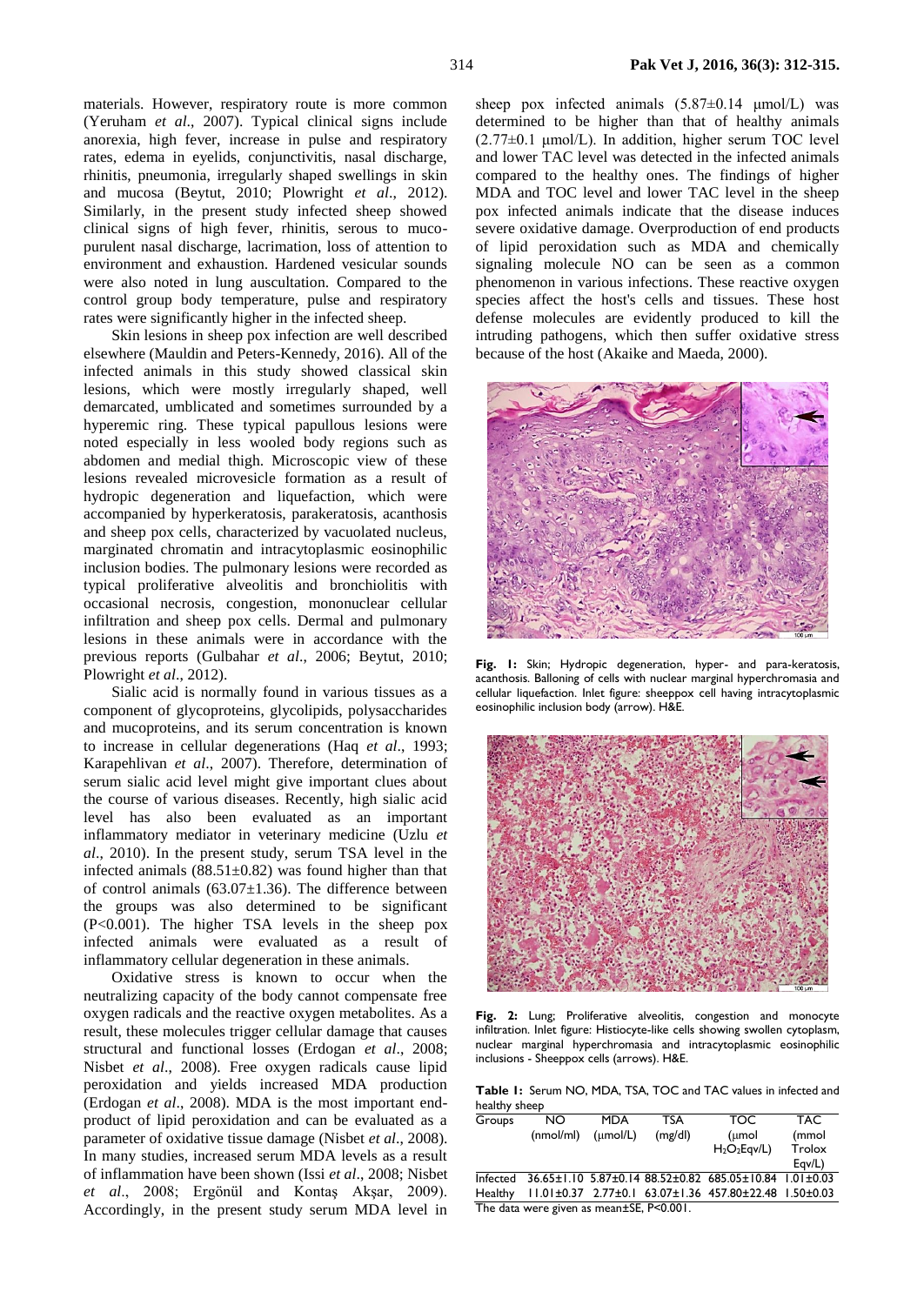materials. However, respiratory route is more common (Yeruham *et al*., 2007). Typical clinical signs include anorexia, high fever, increase in pulse and respiratory rates, edema in eyelids, conjunctivitis, nasal discharge, rhinitis, pneumonia, irregularly shaped swellings in skin and mucosa (Beytut, 2010; Plowright *et al*., 2012). Similarly, in the present study infected sheep showed clinical signs of high fever, rhinitis, serous to mucopurulent nasal discharge, lacrimation, loss of attention to environment and exhaustion. Hardened vesicular sounds were also noted in lung auscultation. Compared to the control group body temperature, pulse and respiratory rates were significantly higher in the infected sheep.

Skin lesions in sheep pox infection are well described elsewhere (Mauldin and Peters-Kennedy, 2016). All of the infected animals in this study showed classical skin lesions, which were mostly irregularly shaped, well demarcated, umblicated and sometimes surrounded by a hyperemic ring. These typical papullous lesions were noted especially in less wooled body regions such as abdomen and medial thigh. Microscopic view of these lesions revealed microvesicle formation as a result of hydropic degeneration and liquefaction, which were accompanied by hyperkeratosis, parakeratosis, acanthosis and sheep pox cells, characterized by vacuolated nucleus, marginated chromatin and intracytoplasmic eosinophilic inclusion bodies. The pulmonary lesions were recorded as typical proliferative alveolitis and bronchiolitis with occasional necrosis, congestion, mononuclear cellular infiltration and sheep pox cells. Dermal and pulmonary lesions in these animals were in accordance with the previous reports (Gulbahar *et al*., 2006; Beytut, 2010; Plowright *et al*., 2012).

Sialic acid is normally found in various tissues as a component of glycoproteins, glycolipids, polysaccharides and mucoproteins, and its serum concentration is known to increase in cellular degenerations (Haq *et al*., 1993; Karapehlivan *et al*., 2007). Therefore, determination of serum sialic acid level might give important clues about the course of various diseases. Recently, high sialic acid level has also been evaluated as an important inflammatory mediator in veterinary medicine (Uzlu *et al*., 2010). In the present study, serum TSA level in the infected animals (88.51±0.82) was found higher than that of control animals (63.07±1.36). The difference between the groups was also determined to be significant ($P<0.001$). The higher TSA levels in the sheep pox infected animals were evaluated as a result of inflammatory cellular degeneration in these animals.

Oxidative stress is known to occur when the neutralizing capacity of the body cannot compensate free oxygen radicals and the reactive oxygen metabolites. As a result, these molecules trigger cellular damage that causes structural and functional losses (Erdogan *et al*., 2008; Nisbet *et al*., 2008). Free oxygen radicals cause lipid peroxidation and yields increased MDA production (Erdogan *et al*., 2008). MDA is the most important end-product of lipid peroxidation and can be evaluated as a parameter of oxidative tissue damage (Nisbet *et al*., 2008). In many studies, increased serum MDA levels as a result of inflammation have been shown (Issi *et al*., 2008; Nisbet *et al*., 2008; Ergönül and Kontaş Akşar, 2009). Accordingly, in the present study serum MDA level in sheep pox infected animals (5.87±0.14 μmol/L) was determined to be higher than that of healthy animals (2.77±0.1 μmol/L). In addition, higher serum TOC level and lower TAC level was detected in the infected animals compared to the healthy ones. The findings of higher MDA and TOC level and lower TAC level in the sheep pox infected animals indicate that the disease induces severe oxidative damage. Overproduction of end products of lipid peroxidation such as MDA and chemically signaling molecule NO can be seen as a common phenomenon in various infections. These reactive oxygen species affect the host's cells and tissues. These host defense molecules are evidently produced to kill the intruding pathogens, which then suffer oxidative stress because of the host (Akaike and Maeda, 2000).

**Fig. 1:** Skin; Hydropic degeneration, hyper- and para-keratosis, acanthosis. Balloning of cells with nuclear marginal hyperchromasia and cellular liquefaction. Inlet figure: sheeppox cell having intracytoplasmic eosinophilic inclusion body (arrow). H&E.

**Fig. 2:** Lung; Proliferative alveolitis, congestion and monocyte infiltration. Inlet figure: Histiocyte-like cells showing swollen cytoplasm, nuclear marginal hyperchromasia and intracytoplasmic eosinophilic inclusions - Sheeppox cells (arrows). H&E.

**Table 1:** Serum NO, MDA, TSA, TOC and TAC values in infected and healthy sheep

| Groups | NO (nmol/ml) | MDA (μmol/L) | TSA (mg/dl) | TOC (μmol $H_2O_2$Eqv/L) | TAC (mmol Trolox Eqv/L) |
|---|---|---|---|---|---|
| Infected | 36.65±1.10 | 5.87±0.14 | 88.52±0.82 | 685.05±10.84 | 1.01±0.03 |
| Healthy | 11.01±0.37 | 2.77±0.1 | 63.07±1.36 | 457.80±22.48 | 1.50±0.03 |

The data were given as mean±SE, $P<0.001$.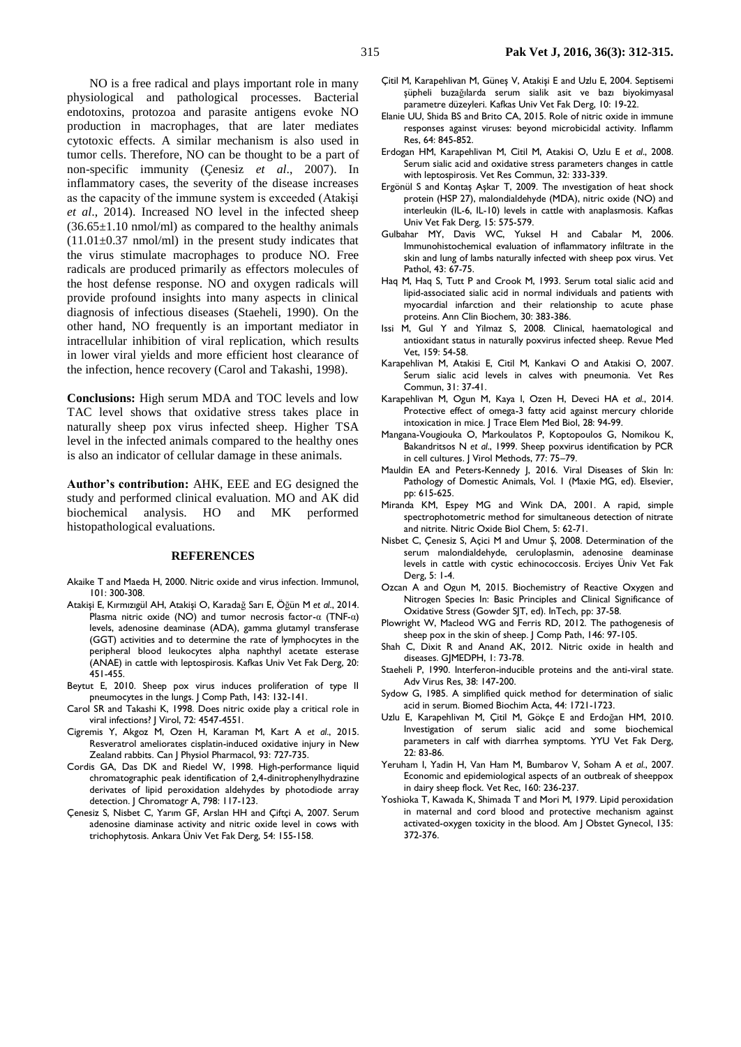NO is a free radical and plays important role in many physiological and pathological processes. Bacterial endotoxins, protozoa and parasite antigens evoke NO production in macrophages, that are later mediates cytotoxic effects. A similar mechanism is also used in tumor cells. Therefore, NO can be thought to be a part of non-specific immunity (Çenesiz *et al*., 2007). In inflammatory cases, the severity of the disease increases as the capacity of the immune system is exceeded (Atakişi *et al*., 2014). Increased NO level in the infected sheep ($36.65\pm1.10$ nmol/ml) as compared to the healthy animals ($11.01\pm0.37$ nmol/ml) in the present study indicates that the virus stimulate macrophages to produce NO. Free radicals are produced primarily as effectors molecules of the host defense response. NO and oxygen radicals will provide profound insights into many aspects in clinical diagnosis of infectious diseases (Staeheli, 1990). On the other hand, NO frequently is an important mediator in intracellular inhibition of viral replication, which results in lower viral yields and more efficient host clearance of the infection, hence recovery (Carol and Takashi, 1998).

**Conclusions:** High serum MDA and TOC levels and low TAC level shows that oxidative stress takes place in naturally sheep pox virus infected sheep. Higher TSA level in the infected animals compared to the healthy ones is also an indicator of cellular damage in these animals.

**Author's contribution:** AHK, EEE and EG designed the study and performed clinical evaluation. MO and AK did biochemical analysis. HO and MK performed histopathological evaluations.

## REFERENCES

Akaike T and Maeda H, 2000. Nitric oxide and virus infection. Immunol, 101: 300-308.

Atakişi E, Kırmızıgül AH, Atakişi O, Karadağ Sarı E, Öğün M *et al*., 2014. Plasma nitric oxide (NO) and tumor necrosis factor-α (TNF-α) levels, adenosine deaminase (ADA), gamma glutamyl transferase (GGT) activities and to determine the rate of lymphocytes in the peripheral blood leukocytes alpha naphthyl acetate esterase (ANAE) in cattle with leptospirosis. Kafkas Univ Vet Fak Derg, 20: 451-455.

Beytut E, 2010. Sheep pox virus induces proliferation of type II pneumocytes in the lungs. J Comp Path, 143: 132-141.

Carol SR and Takashi K, 1998. Does nitric oxide play a critical role in viral infections? J Virol, 72: 4547-4551.

Cigremis Y, Akgoz M, Ozen H, Karaman M, Kart A *et al*., 2015. Resveratrol ameliorates cisplatin-induced oxidative injury in New Zealand rabbits. Can J Physiol Pharmacol, 93: 727-735.

Cordis GA, Das DK and Riedel W, 1998. High-performance liquid chromatographic peak identification of 2,4-dinitrophenylhydrazine derivates of lipid peroxidation aldehydes by photodiode array detection. J Chromatogr A, 798: 117-123.

Çenesiz S, Nisbet C, Yarım GF, Arslan HH and Çiftçi A, 2007. Serum adenosine diaminase activity and nitric oxide level in cows with trichophytosis. Ankara Üniv Vet Fak Derg, 54: 155-158.

Çitil M, Karapehlivan M, Güneş V, Atakişi E and Uzlu E, 2004. Septisemi şüpheli buzağılarda serum sialik asit ve bazı biyokimyasal parametre düzeyleri. Kafkas Univ Vet Fak Derg, 10: 19-22.

Elanie UU, Shida BS and Brito CA, 2015. Role of nitric oxide in immune responses against viruses: beyond microbicidal activity. Inflamm Res, 64: 845-852.

Erdogan HM, Karapehlivan M, Citil M, Atakisi O, Uzlu E *et al*., 2008. Serum sialic acid and oxidative stress parameters changes in cattle with leptospirosis. Vet Res Commun, 32: 333-339.

Ergönül S and Kontaş Aşkar T, 2009. The ınvestigation of heat shock protein (HSP 27), malondialdehyde (MDA), nitric oxide (NO) and interleukin (IL-6, IL-10) levels in cattle with anaplasmosis. Kafkas Univ Vet Fak Derg, 15: 575-579.

Gulbahar MY, Davis WC, Yuksel H and Cabalar M, 2006. Immunohistochemical evaluation of inflammatory infiltrate in the skin and lung of lambs naturally infected with sheep pox virus. Vet Pathol, 43: 67-75.

Haq M, Haq S, Tutt P and Crook M, 1993. Serum total sialic acid and lipid-associated sialic acid in normal individuals and patients with myocardial infarction and their relationship to acute phase proteins. Ann Clin Biochem, 30: 383-386.

Issi M, Gul Y and Yilmaz S, 2008. Clinical, haematological and antioxidant status in naturally poxvirus infected sheep. Revue Med Vet, 159: 54-58.

Karapehlivan M, Atakisi E, Citil M, Kankavi O and Atakisi O, 2007. Serum sialic acid levels in calves with pneumonia. Vet Res Commun, 31: 37-41.

Karapehlivan M, Ogun M, Kaya I, Ozen H, Deveci HA *et al*., 2014. Protective effect of omega-3 fatty acid against mercury chloride intoxication in mice. J Trace Elem Med Biol, 28: 94-99.

Mangana-Vougiouka O, Markoulatos P, Koptopoulos G, Nomikou K, Bakandritsos N *et al*., 1999. Sheep poxvirus identification by PCR in cell cultures. J Virol Methods, 77: 75–79.

Mauldin EA and Peters-Kennedy J, 2016. Viral Diseases of Skin In: Pathology of Domestic Animals, Vol. 1 (Maxie MG, ed). Elsevier, pp: 615-625.

Miranda KM, Espey MG and Wink DA, 2001. A rapid, simple spectrophotometric method for simultaneous detection of nitrate and nitrite. Nitric Oxide Biol Chem, 5: 62-71.

Nisbet C, Çenesiz S, Açici M and Umur Ş, 2008. Determination of the serum malondialdehyde, ceruloplasmin, adenosine deaminase levels in cattle with cystic echinococcosis. Erciyes Üniv Vet Fak Derg, 5: 1-4.

Ozcan A and Ogun M, 2015. Biochemistry of Reactive Oxygen and Nitrogen Species In: Basic Principles and Clinical Significance of Oxidative Stress (Gowder SJT, ed). InTech, pp: 37-58.

Plowright W, Macleod WG and Ferris RD, 2012. The pathogenesis of sheep pox in the skin of sheep. J Comp Path, 146: 97-105.

Shah C, Dixit R and Anand AK, 2012. Nitric oxide in health and diseases. GJMEDPH, 1: 73-78.

Staeheli P, 1990. Interferon-inducible proteins and the anti-viral state. Adv Virus Res, 38: 147-200.

Sydow G, 1985. A simplified quick method for determination of sialic acid in serum. Biomed Biochim Acta, 44: 1721-1723.

Uzlu E, Karapehlivan M, Çitil M, Gökçe E and Erdoğan HM, 2010. Investigation of serum sialic acid and some biochemical parameters in calf with diarrhea symptoms. YYU Vet Fak Derg, 22: 83-86.

Yeruham I, Yadin H, Van Ham M, Bumbarov V, Soham A *et al*., 2007. Economic and epidemiological aspects of an outbreak of sheeppox in dairy sheep flock. Vet Rec, 160: 236-237.

Yoshioka T, Kawada K, Shimada T and Mori M, 1979. Lipid peroxidation in maternal and cord blood and protective mechanism against activated-oxygen toxicity in the blood. Am J Obstet Gynecol, 135: 372-376.